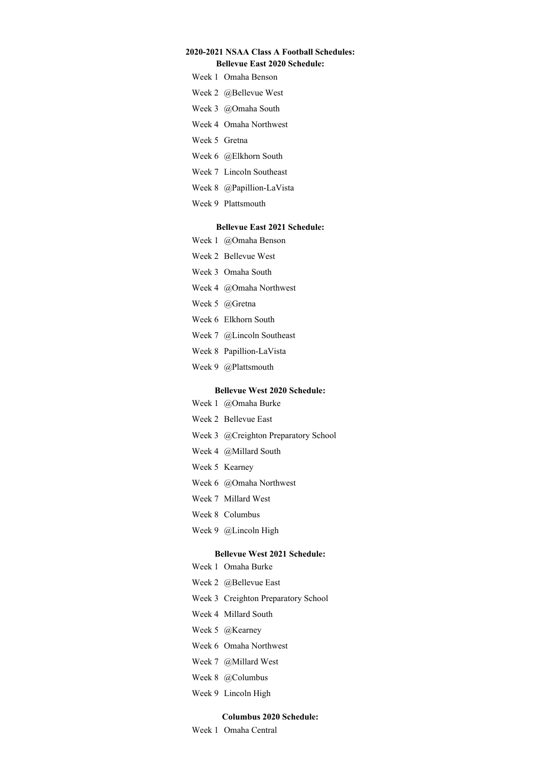# 2020-2021 NSAA Class A Football Schedules:

## Bellevue East 2020 Schedule:

Week 1 Omaha Benson

Week 2 @Bellevue West

Week 3 @Omaha South

Week 4 Omaha Northwest

Week 5 Gretna

Week 6 @Elkhorn South

Week 7 Lincoln Southeast

Week 8 @Papillion-LaVista

Week 9 Plattsmouth

## Bellevue East 2021 Schedule:

Week 1 @Omaha Benson

Week 2 Bellevue West

Week 3 Omaha South

Week 4 @Omaha Northwest

Week 5 @Gretna

Week 6 Elkhorn South

Week 7 @Lincoln Southeast

Week 8 Papillion-LaVista

Week 9 @Plattsmouth

## Bellevue West 2020 Schedule:

Week 1 @Omaha Burke

Week 2 Bellevue East

Week 3 @Creighton Preparatory School

Week 4 @Millard South

Week 5 Kearney

Week 6 @Omaha Northwest

Week 7 Millard West

Week 8 Columbus

Week 9 @Lincoln High

## Bellevue West 2021 Schedule:

Week 1 Omaha Burke

Week 2 @Bellevue East

Week 3 Creighton Preparatory School

Week 4 Millard South

Week 5 @Kearney

Week 6 Omaha Northwest

Week 7 @Millard West

Week 8 @Columbus

Week 9 Lincoln High

## Columbus 2020 Schedule:

Week 1 Omaha Central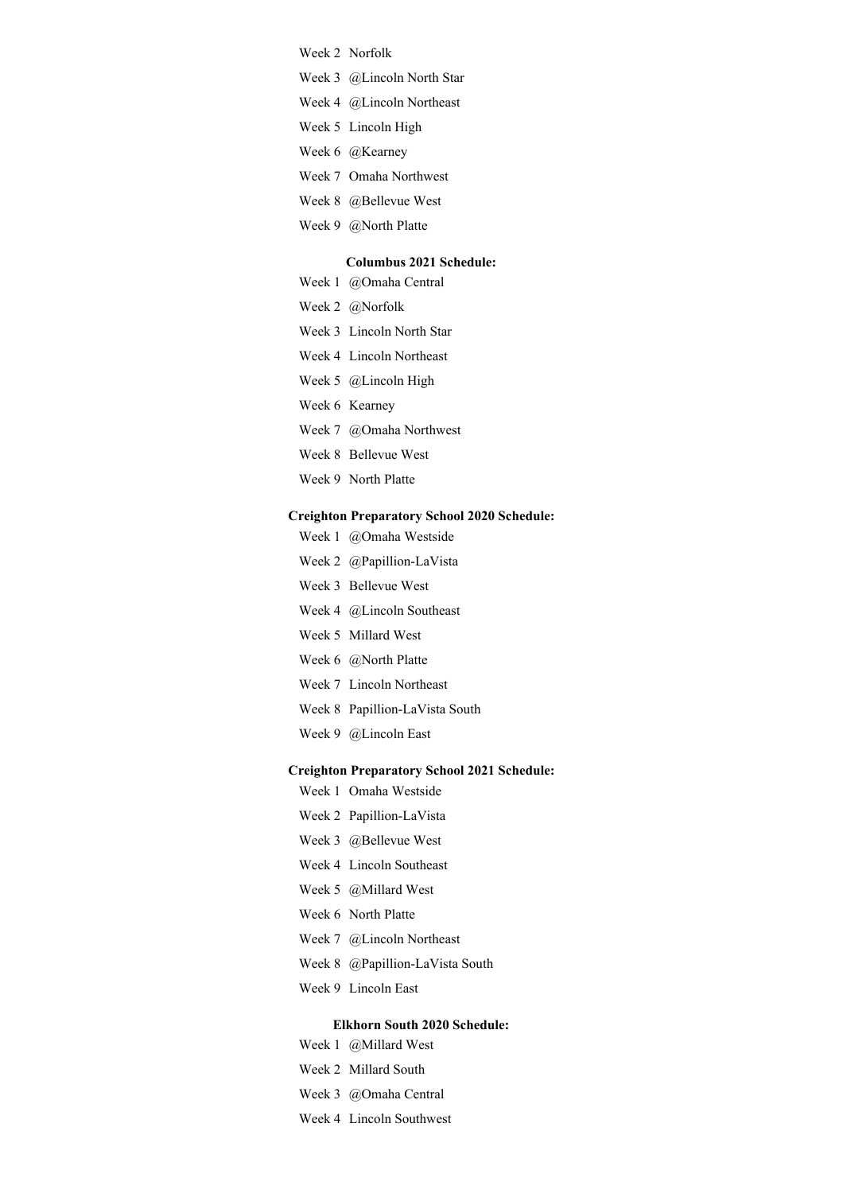Week 2 Norfolk

Week 3 @Lincoln North Star

Week 4 @Lincoln Northeast

Week 5 Lincoln High

Week 6 @Kearney

Week 7 Omaha Northwest

Week 8 @Bellevue West

Week 9 @North Platte

**Columbus 2021 Schedule:**

Week 1 @Omaha Central

Week 2 @Norfolk

Week 3 Lincoln North Star

Week 4 Lincoln Northeast

Week 5 @Lincoln High

Week 6 Kearney

Week 7 @Omaha Northwest

Week 8 Bellevue West

Week 9 North Platte

**Creighton Preparatory School 2020 Schedule:**

Week 1 @Omaha Westside

Week 2 @Papillion-LaVista

Week 3 Bellevue West

Week 4 @Lincoln Southeast

Week 5 Millard West

Week 6 @North Platte

Week 7 Lincoln Northeast

Week 8 Papillion-LaVista South

Week 9 @Lincoln East

**Creighton Preparatory School 2021 Schedule:**

Week 1 Omaha Westside

Week 2 Papillion-LaVista

Week 3 @Bellevue West

Week 4 Lincoln Southeast

Week 5 @Millard West

Week 6 North Platte

Week 7 @Lincoln Northeast

Week 8 @Papillion-LaVista South

Week 9 Lincoln East

**Elkhorn South 2020 Schedule:**

Week 1 @Millard West

Week 2 Millard South

Week 3 @Omaha Central

Week 4 Lincoln Southwest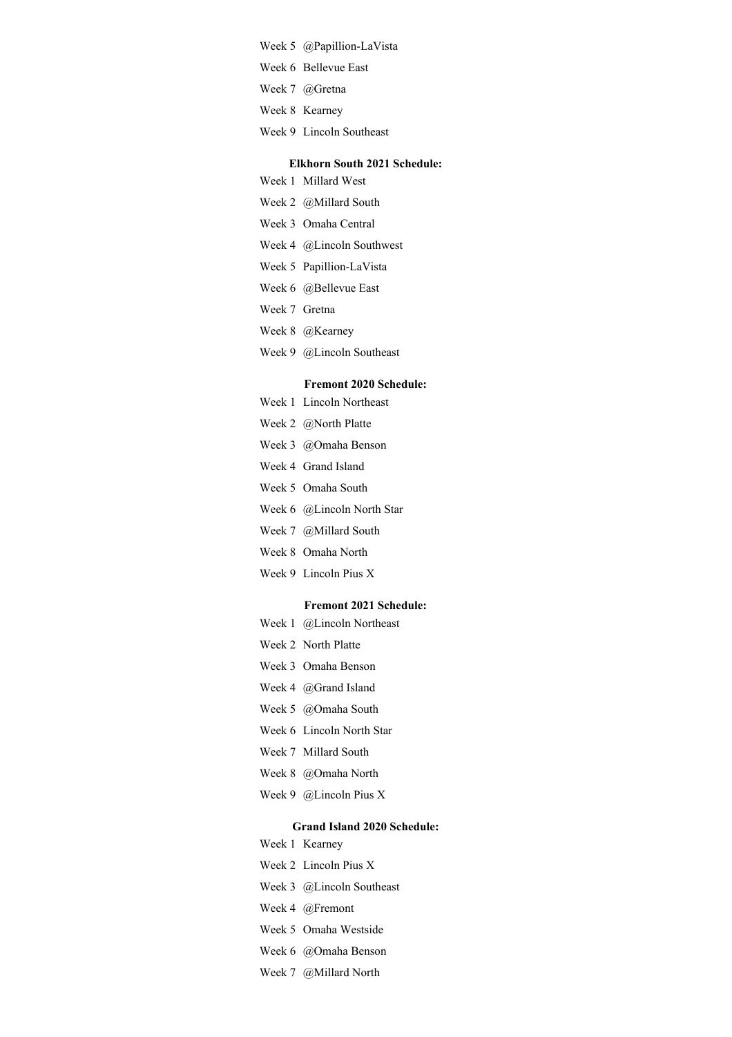Week 5 @Papillion-LaVista

Week 6 Bellevue East

Week 7 @Gretna

Week 8 Kearney

Week 9 Lincoln Southeast

**Elkhorn South 2021 Schedule:**

Week 1 Millard West

Week 2 @Millard South

Week 3 Omaha Central

Week 4 @Lincoln Southwest

Week 5 Papillion-LaVista

Week 6 @Bellevue East

Week 7 Gretna

Week 8 @Kearney

Week 9 @Lincoln Southeast

**Fremont 2020 Schedule:**

Week 1 Lincoln Northeast

Week 2 @North Platte

Week 3 @Omaha Benson

Week 4 Grand Island

Week 5 Omaha South

Week 6 @Lincoln North Star

Week 7 @Millard South

Week 8 Omaha North

Week 9 Lincoln Pius X

**Fremont 2021 Schedule:**

Week 1 @Lincoln Northeast

Week 2 North Platte

Week 3 Omaha Benson

Week 4 @Grand Island

Week 5 @Omaha South

Week 6 Lincoln North Star

Week 7 Millard South

Week 8 @Omaha North

Week 9 @Lincoln Pius X

**Grand Island 2020 Schedule:**

Week 1 Kearney

Week 2 Lincoln Pius X

Week 3 @Lincoln Southeast

Week 4 @Fremont

Week 5 Omaha Westside

Week 6 @Omaha Benson

Week 7 @Millard North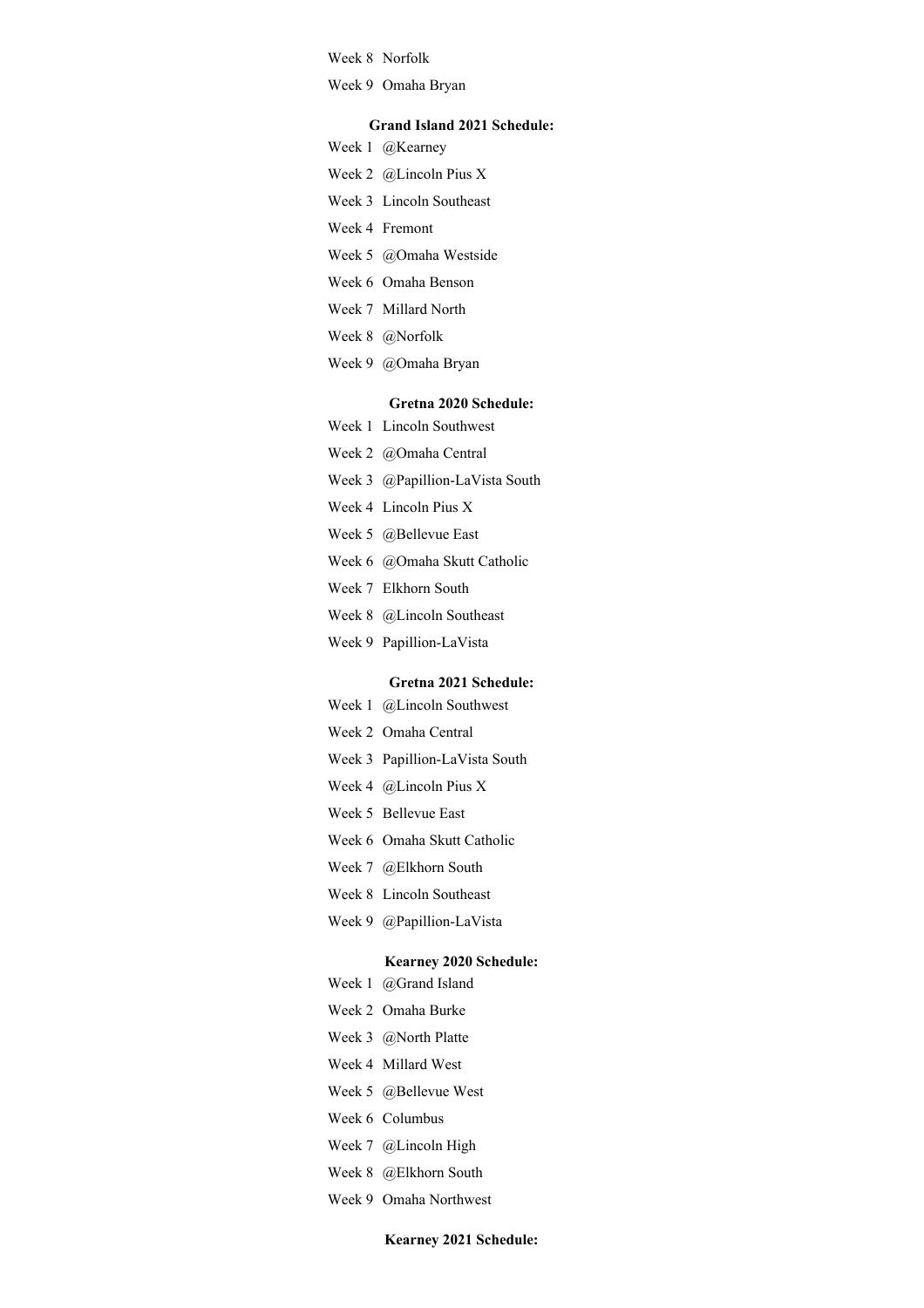Week 8 Norfolk

Week 9 Omaha Bryan

**Grand Island 2021 Schedule:**

Week 1 @Kearney

Week 2 @Lincoln Pius X

Week 3 Lincoln Southeast

Week 4 Fremont

Week 5 @Omaha Westside

Week 6 Omaha Benson

Week 7 Millard North

Week 8 @Norfolk

Week 9 @Omaha Bryan

**Gretna 2020 Schedule:**

Week 1 Lincoln Southwest

Week 2 @Omaha Central

Week 3 @Papillion-LaVista South

Week 4 Lincoln Pius X

Week 5 @Bellevue East

Week 6 @Omaha Skutt Catholic

Week 7 Elkhorn South

Week 8 @Lincoln Southeast

Week 9 Papillion-LaVista

**Gretna 2021 Schedule:**

Week 1 @Lincoln Southwest

Week 2 Omaha Central

Week 3 Papillion-LaVista South

Week 4 @Lincoln Pius X

Week 5 Bellevue East

Week 6 Omaha Skutt Catholic

Week 7 @Elkhorn South

Week 8 Lincoln Southeast

Week 9 @Papillion-LaVista

**Kearney 2020 Schedule:**

Week 1 @Grand Island

Week 2 Omaha Burke

Week 3 @North Platte

Week 4 Millard West

Week 5 @Bellevue West

Week 6 Columbus

Week 7 @Lincoln High

Week 8 @Elkhorn South

Week 9 Omaha Northwest

**Kearney 2021 Schedule:**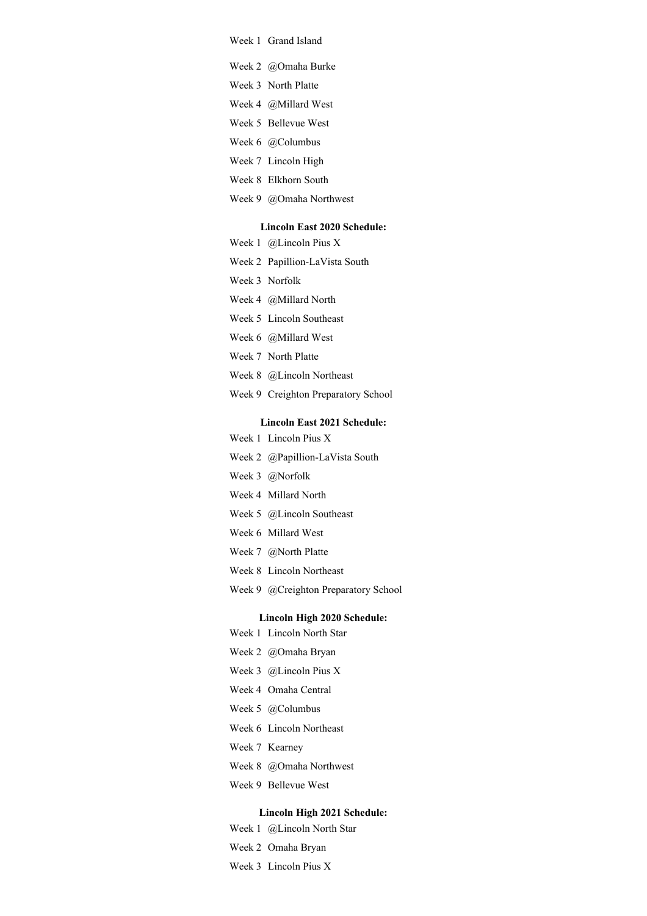Week 1 Grand Island

Week 2 @Omaha Burke

Week 3 North Platte

Week 4 @Millard West

Week 5 Bellevue West

Week 6 @Columbus

Week 7 Lincoln High

Week 8 Elkhorn South

Week 9 @Omaha Northwest

**Lincoln East 2020 Schedule:**

Week 1 @Lincoln Pius X

Week 2 Papillion-LaVista South

Week 3 Norfolk

Week 4 @Millard North

Week 5 Lincoln Southeast

Week 6 @Millard West

Week 7 North Platte

Week 8 @Lincoln Northeast

Week 9 Creighton Preparatory School

**Lincoln East 2021 Schedule:**

Week 1 Lincoln Pius X

Week 2 @Papillion-LaVista South

Week 3 @Norfolk

Week 4 Millard North

Week 5 @Lincoln Southeast

Week 6 Millard West

Week 7 @North Platte

Week 8 Lincoln Northeast

Week 9 @Creighton Preparatory School

**Lincoln High 2020 Schedule:**

Week 1 Lincoln North Star

Week 2 @Omaha Bryan

Week 3 @Lincoln Pius X

Week 4 Omaha Central

Week 5 @Columbus

Week 6 Lincoln Northeast

Week 7 Kearney

Week 8 @Omaha Northwest

Week 9 Bellevue West

**Lincoln High 2021 Schedule:**

Week 1 @Lincoln North Star

Week 2 Omaha Bryan

Week 3 Lincoln Pius X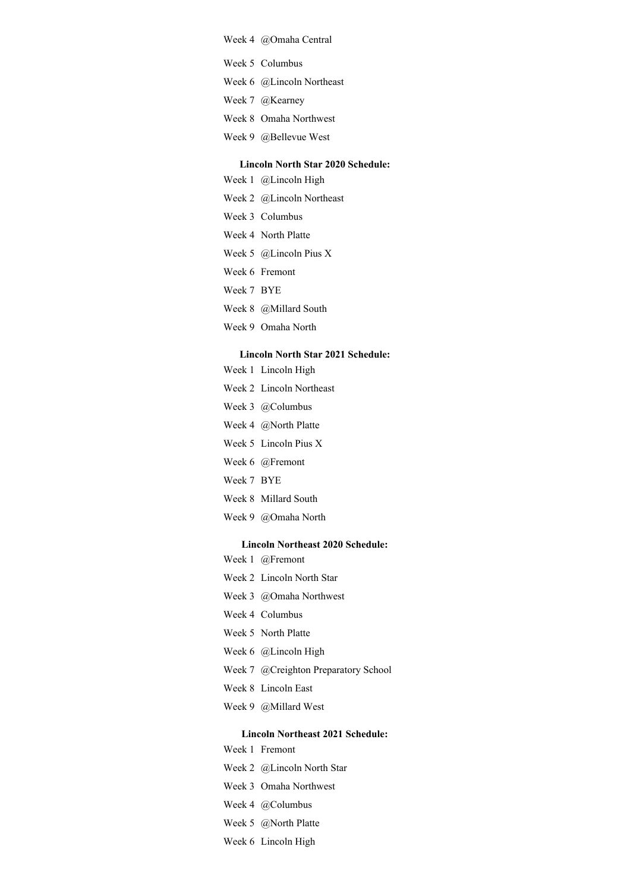Week 4 @Omaha Central

Week 5 Columbus

Week 6 @Lincoln Northeast

Week 7 @Kearney

Week 8 Omaha Northwest

Week 9 @Bellevue West

**Lincoln North Star 2020 Schedule:**

Week 1 @Lincoln High

Week 2 @Lincoln Northeast

Week 3 Columbus

Week 4 North Platte

Week 5 @Lincoln Pius X

Week 6 Fremont

Week 7 BYE

Week 8 @Millard South

Week 9 Omaha North

**Lincoln North Star 2021 Schedule:**

Week 1 Lincoln High

Week 2 Lincoln Northeast

Week 3 @Columbus

Week 4 @North Platte

Week 5 Lincoln Pius X

Week 6 @Fremont

Week 7 BYE

Week 8 Millard South

Week 9 @Omaha North

**Lincoln Northeast 2020 Schedule:**

Week 1 @Fremont

Week 2 Lincoln North Star

Week 3 @Omaha Northwest

Week 4 Columbus

Week 5 North Platte

Week 6 @Lincoln High

Week 7 @Creighton Preparatory School

Week 8 Lincoln East

Week 9 @Millard West

**Lincoln Northeast 2021 Schedule:**

Week 1 Fremont

Week 2 @Lincoln North Star

Week 3 Omaha Northwest

Week 4 @Columbus

Week 5 @North Platte

Week 6 Lincoln High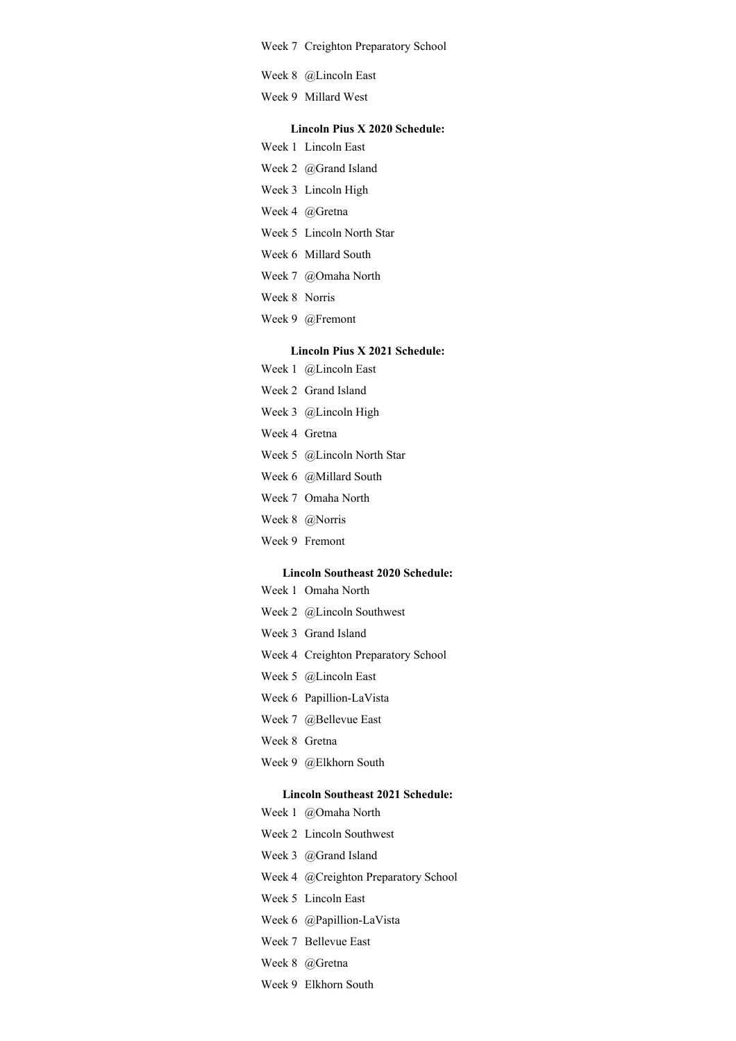Week 7 Creighton Preparatory School

Week 8 @Lincoln East

Week 9 Millard West

**Lincoln Pius X 2020 Schedule:**

Week 1 Lincoln East

Week 2 @Grand Island

Week 3 Lincoln High

Week 4 @Gretna

Week 5 Lincoln North Star

Week 6 Millard South

Week 7 @Omaha North

Week 8 Norris

Week 9 @Fremont

**Lincoln Pius X 2021 Schedule:**

Week 1 @Lincoln East

Week 2 Grand Island

Week 3 @Lincoln High

Week 4 Gretna

Week 5 @Lincoln North Star

Week 6 @Millard South

Week 7 Omaha North

Week 8 @Norris

Week 9 Fremont

**Lincoln Southeast 2020 Schedule:**

Week 1 Omaha North

Week 2 @Lincoln Southwest

Week 3 Grand Island

Week 4 Creighton Preparatory School

Week 5 @Lincoln East

Week 6 Papillion-LaVista

Week 7 @Bellevue East

Week 8 Gretna

Week 9 @Elkhorn South

**Lincoln Southeast 2021 Schedule:**

Week 1 @Omaha North

Week 2 Lincoln Southwest

Week 3 @Grand Island

Week 4 @Creighton Preparatory School

Week 5 Lincoln East

Week 6 @Papillion-LaVista

Week 7 Bellevue East

Week 8 @Gretna

Week 9 Elkhorn South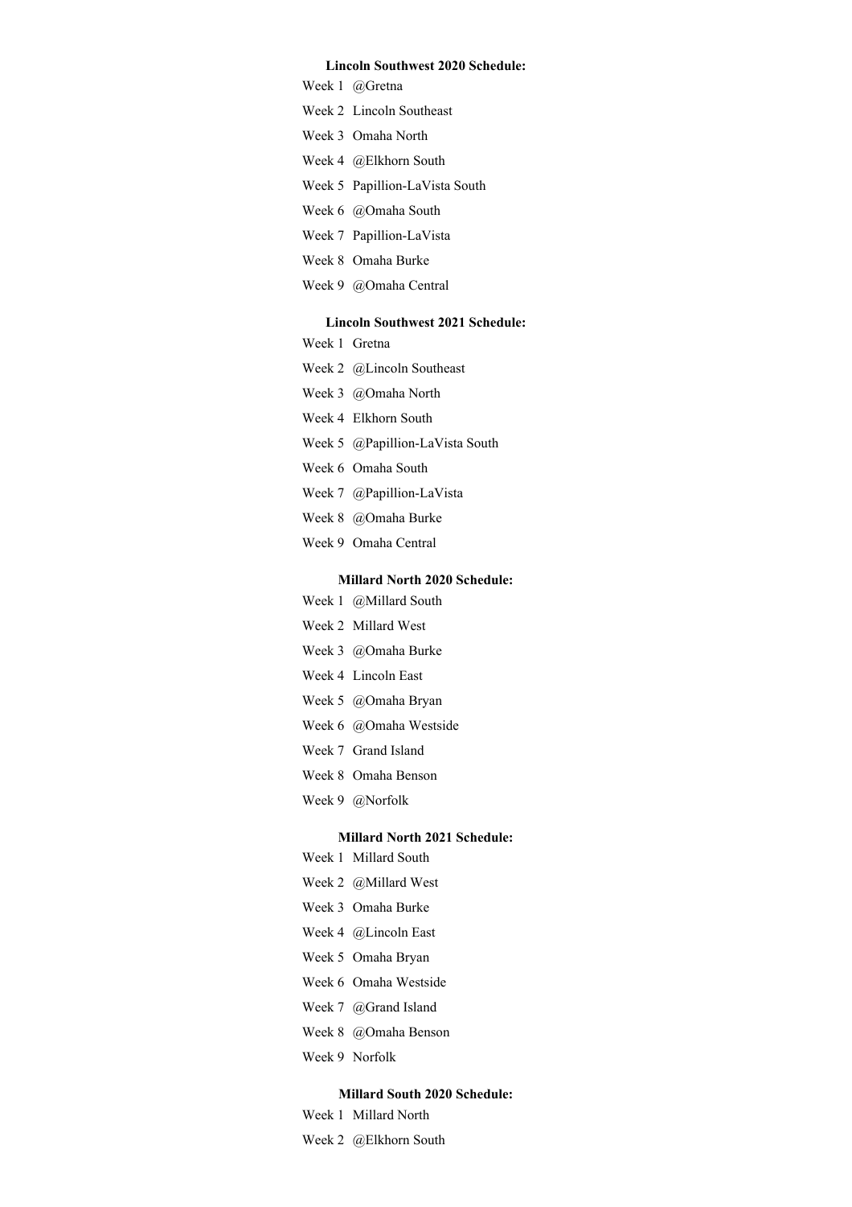**Lincoln Southwest 2020 Schedule:**

Week 1 @Gretna

Week 2 Lincoln Southeast

Week 3 Omaha North

Week 4 @Elkhorn South

Week 5 Papillion-LaVista South

Week 6 @Omaha South

Week 7 Papillion-LaVista

Week 8 Omaha Burke

Week 9 @Omaha Central

**Lincoln Southwest 2021 Schedule:**

Week 1 Gretna

Week 2 @Lincoln Southeast

Week 3 @Omaha North

Week 4 Elkhorn South

Week 5 @Papillion-LaVista South

Week 6 Omaha South

Week 7 @Papillion-LaVista

Week 8 @Omaha Burke

Week 9 Omaha Central

**Millard North 2020 Schedule:**

Week 1 @Millard South

Week 2 Millard West

Week 3 @Omaha Burke

Week 4 Lincoln East

Week 5 @Omaha Bryan

Week 6 @Omaha Westside

Week 7 Grand Island

Week 8 Omaha Benson

Week 9 @Norfolk

**Millard North 2021 Schedule:**

Week 1 Millard South

Week 2 @Millard West

Week 3 Omaha Burke

Week 4 @Lincoln East

Week 5 Omaha Bryan

Week 6 Omaha Westside

Week 7 @Grand Island

Week 8 @Omaha Benson

Week 9 Norfolk

**Millard South 2020 Schedule:**

Week 1 Millard North

Week 2 @Elkhorn South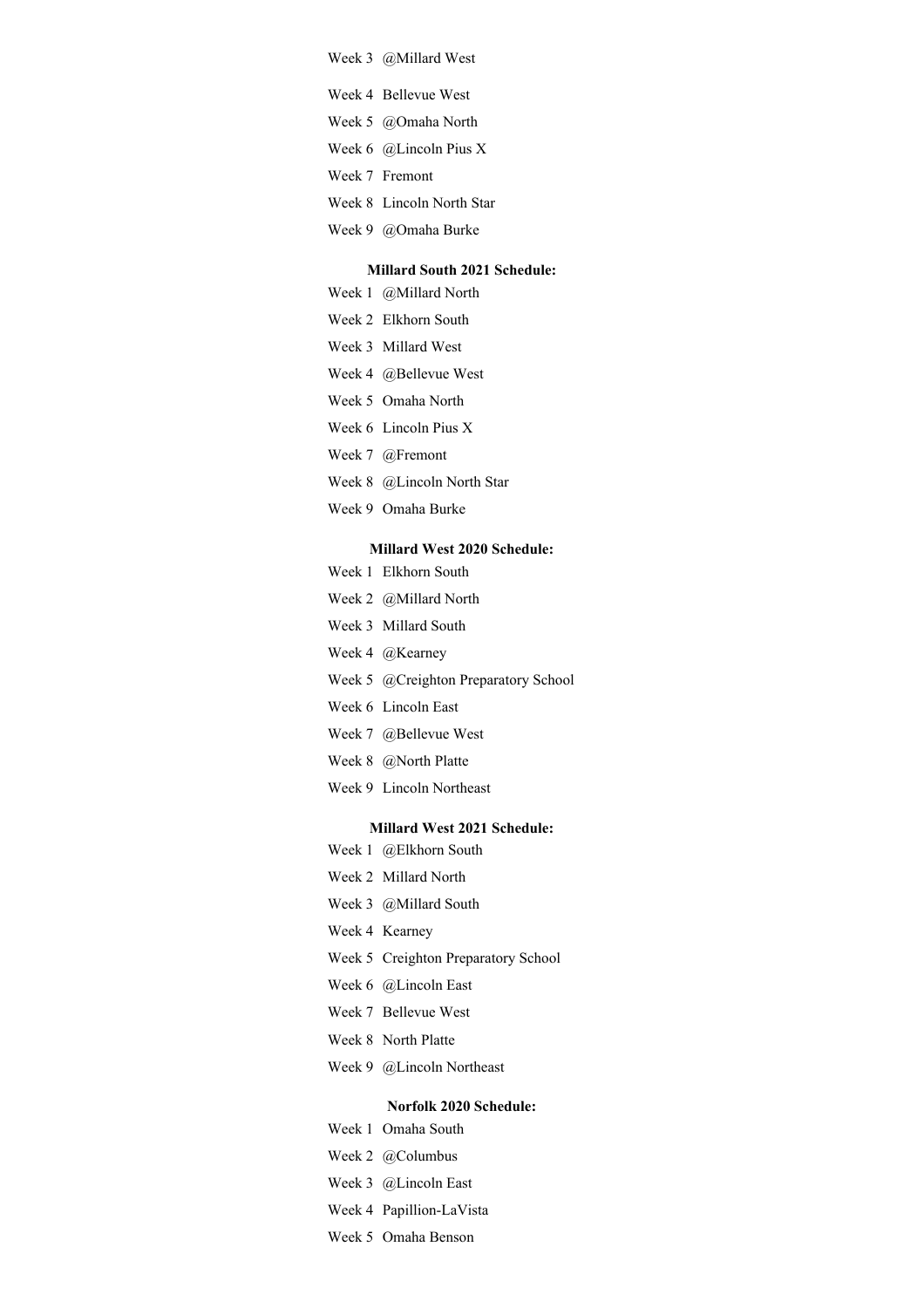Week 3 @Millard West

Week 4 Bellevue West

Week 5 @Omaha North

Week 6 @Lincoln Pius X

Week 7 Fremont

Week 8 Lincoln North Star

Week 9 @Omaha Burke

**Millard South 2021 Schedule:**

Week 1 @Millard North

Week 2 Elkhorn South

Week 3 Millard West

Week 4 @Bellevue West

Week 5 Omaha North

Week 6 Lincoln Pius X

Week 7 @Fremont

Week 8 @Lincoln North Star

Week 9 Omaha Burke

**Millard West 2020 Schedule:**

Week 1 Elkhorn South

Week 2 @Millard North

Week 3 Millard South

Week 4 @Kearney

Week 5 @Creighton Preparatory School

Week 6 Lincoln East

Week 7 @Bellevue West

Week 8 @North Platte

Week 9 Lincoln Northeast

**Millard West 2021 Schedule:**

Week 1 @Elkhorn South

Week 2 Millard North

Week 3 @Millard South

Week 4 Kearney

Week 5 Creighton Preparatory School

Week 6 @Lincoln East

Week 7 Bellevue West

Week 8 North Platte

Week 9 @Lincoln Northeast

**Norfolk 2020 Schedule:**

Week 1 Omaha South

Week 2 @Columbus

Week 3 @Lincoln East

Week 4 Papillion-LaVista

Week 5 Omaha Benson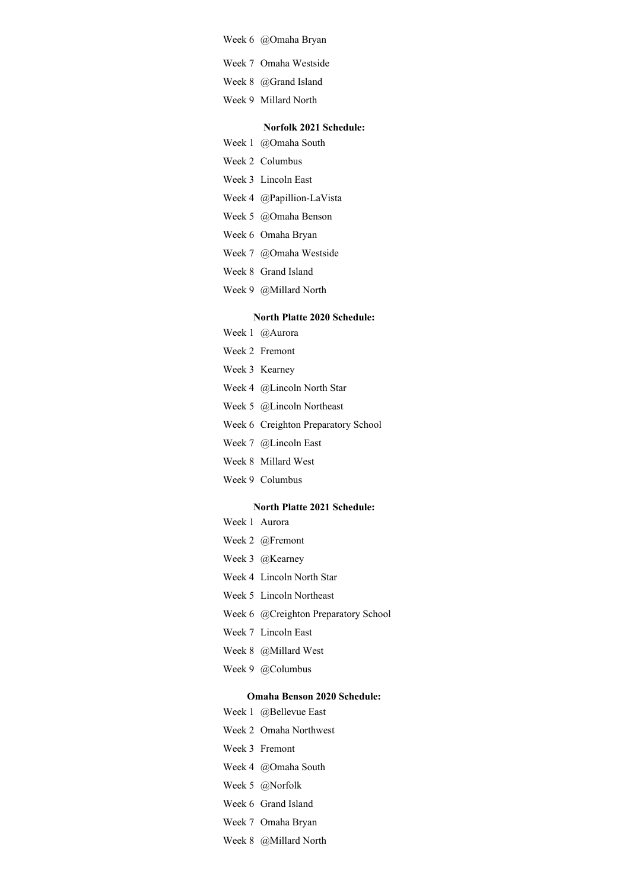Week 6 @Omaha Bryan

Week 7 Omaha Westside

Week 8 @Grand Island

Week 9 Millard North

**Norfolk 2021 Schedule:**

Week 1 @Omaha South

Week 2 Columbus

Week 3 Lincoln East

Week 4 @Papillion-LaVista

Week 5 @Omaha Benson

Week 6 Omaha Bryan

Week 7 @Omaha Westside

Week 8 Grand Island

Week 9 @Millard North

**North Platte 2020 Schedule:**

Week 1 @Aurora

Week 2 Fremont

Week 3 Kearney

Week 4 @Lincoln North Star

Week 5 @Lincoln Northeast

Week 6 Creighton Preparatory School

Week 7 @Lincoln East

Week 8 Millard West

Week 9 Columbus

**North Platte 2021 Schedule:**

Week 1 Aurora

Week 2 @Fremont

Week 3 @Kearney

Week 4 Lincoln North Star

Week 5 Lincoln Northeast

Week 6 @Creighton Preparatory School

Week 7 Lincoln East

Week 8 @Millard West

Week 9 @Columbus

**Omaha Benson 2020 Schedule:**

Week 1 @Bellevue East

Week 2 Omaha Northwest

Week 3 Fremont

Week 4 @Omaha South

Week 5 @Norfolk

Week 6 Grand Island

Week 7 Omaha Bryan

Week 8 @Millard North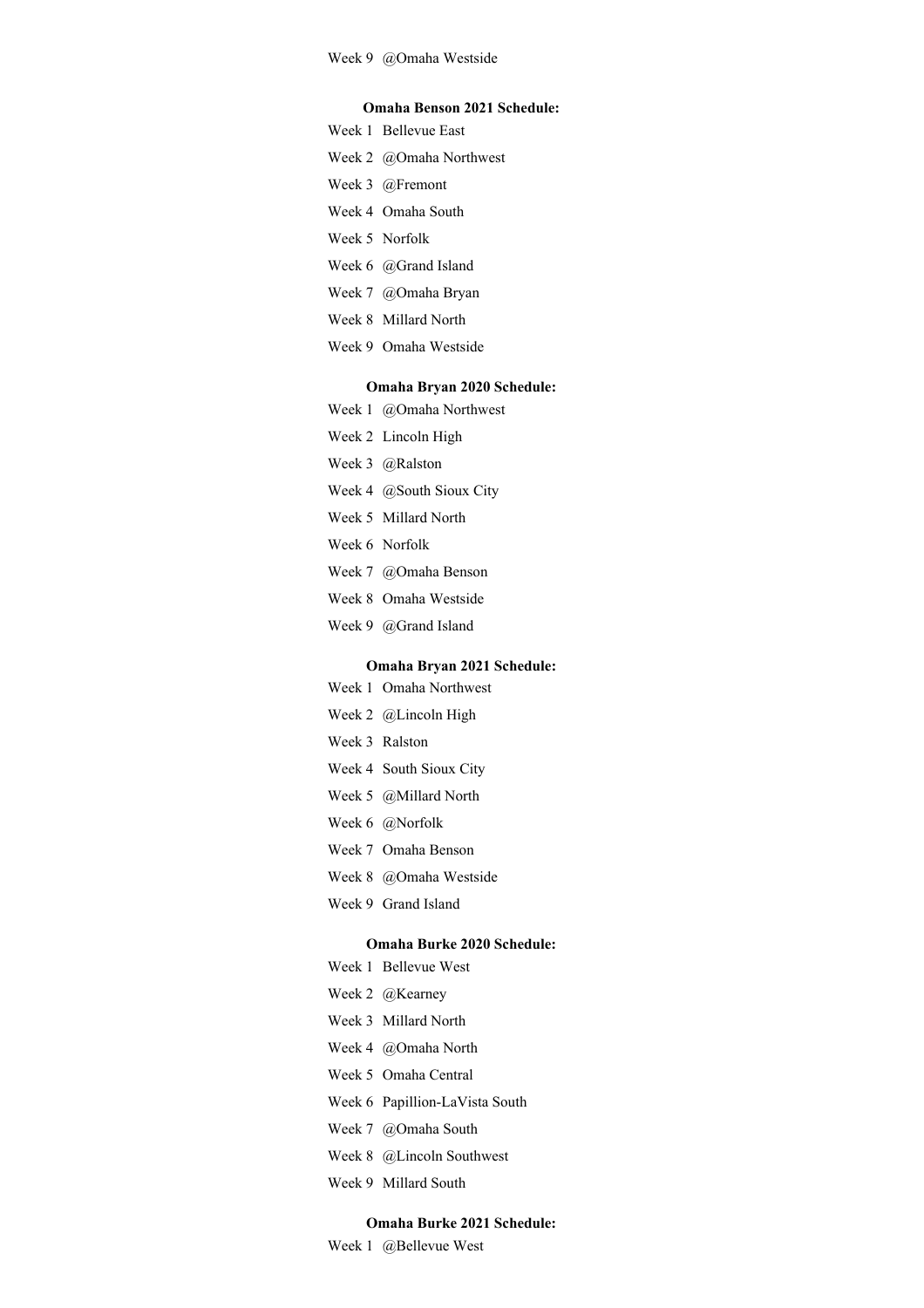Week 9 @Omaha Westside

**Omaha Benson 2021 Schedule:**

Week 1 Bellevue East

Week 2 @Omaha Northwest

Week 3 @Fremont

Week 4 Omaha South

Week 5 Norfolk

Week 6 @Grand Island

Week 7 @Omaha Bryan

Week 8 Millard North

Week 9 Omaha Westside

**Omaha Bryan 2020 Schedule:**

Week 1 @Omaha Northwest

Week 2 Lincoln High

Week 3 @Ralston

Week 4 @South Sioux City

Week 5 Millard North

Week 6 Norfolk

Week 7 @Omaha Benson

Week 8 Omaha Westside

Week 9 @Grand Island

**Omaha Bryan 2021 Schedule:**

Week 1 Omaha Northwest

Week 2 @Lincoln High

Week 3 Ralston

Week 4 South Sioux City

Week 5 @Millard North

Week 6 @Norfolk

Week 7 Omaha Benson

Week 8 @Omaha Westside

Week 9 Grand Island

**Omaha Burke 2020 Schedule:**

Week 1 Bellevue West

Week 2 @Kearney

Week 3 Millard North

Week 4 @Omaha North

Week 5 Omaha Central

Week 6 Papillion-LaVista South

Week 7 @Omaha South

Week 8 @Lincoln Southwest

Week 9 Millard South

**Omaha Burke 2021 Schedule:**

Week 1 @Bellevue West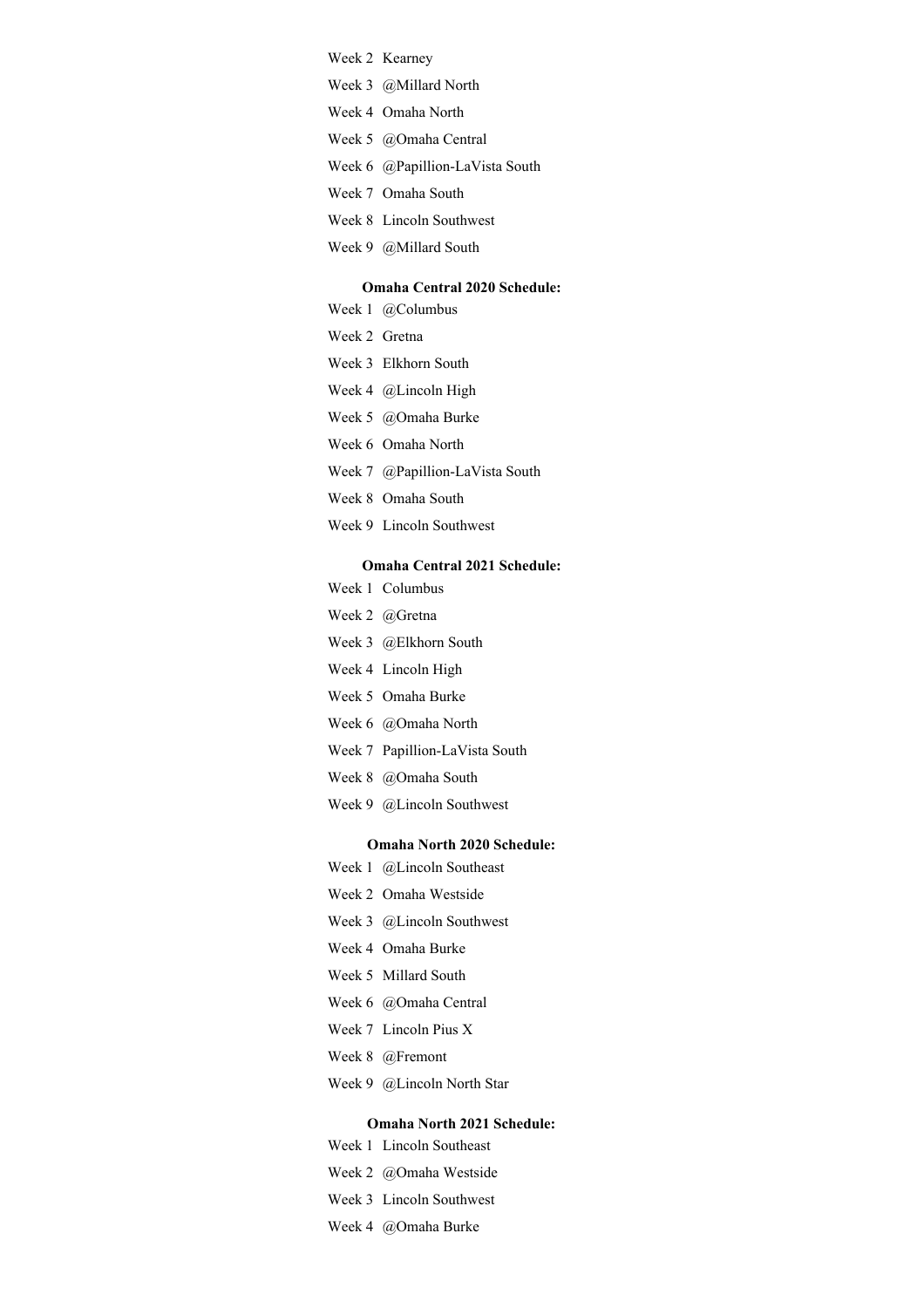Week 2  Kearney

Week 3  @Millard North

Week 4  Omaha North

Week 5  @Omaha Central

Week 6  @Papillion-LaVista South

Week 7  Omaha South

Week 8  Lincoln Southwest

Week 9  @Millard South

**Omaha Central 2020 Schedule:**

Week 1  @Columbus

Week 2  Gretna

Week 3  Elkhorn South

Week 4  @Lincoln High

Week 5  @Omaha Burke

Week 6  Omaha North

Week 7  @Papillion-LaVista South

Week 8  Omaha South

Week 9  Lincoln Southwest

**Omaha Central 2021 Schedule:**

Week 1  Columbus

Week 2  @Gretna

Week 3  @Elkhorn South

Week 4  Lincoln High

Week 5  Omaha Burke

Week 6  @Omaha North

Week 7  Papillion-LaVista South

Week 8  @Omaha South

Week 9  @Lincoln Southwest

**Omaha North 2020 Schedule:**

Week 1  @Lincoln Southeast

Week 2  Omaha Westside

Week 3  @Lincoln Southwest

Week 4  Omaha Burke

Week 5  Millard South

Week 6  @Omaha Central

Week 7  Lincoln Pius X

Week 8  @Fremont

Week 9  @Lincoln North Star

**Omaha North 2021 Schedule:**

Week 1  Lincoln Southeast

Week 2  @Omaha Westside

Week 3  Lincoln Southwest

Week 4  @Omaha Burke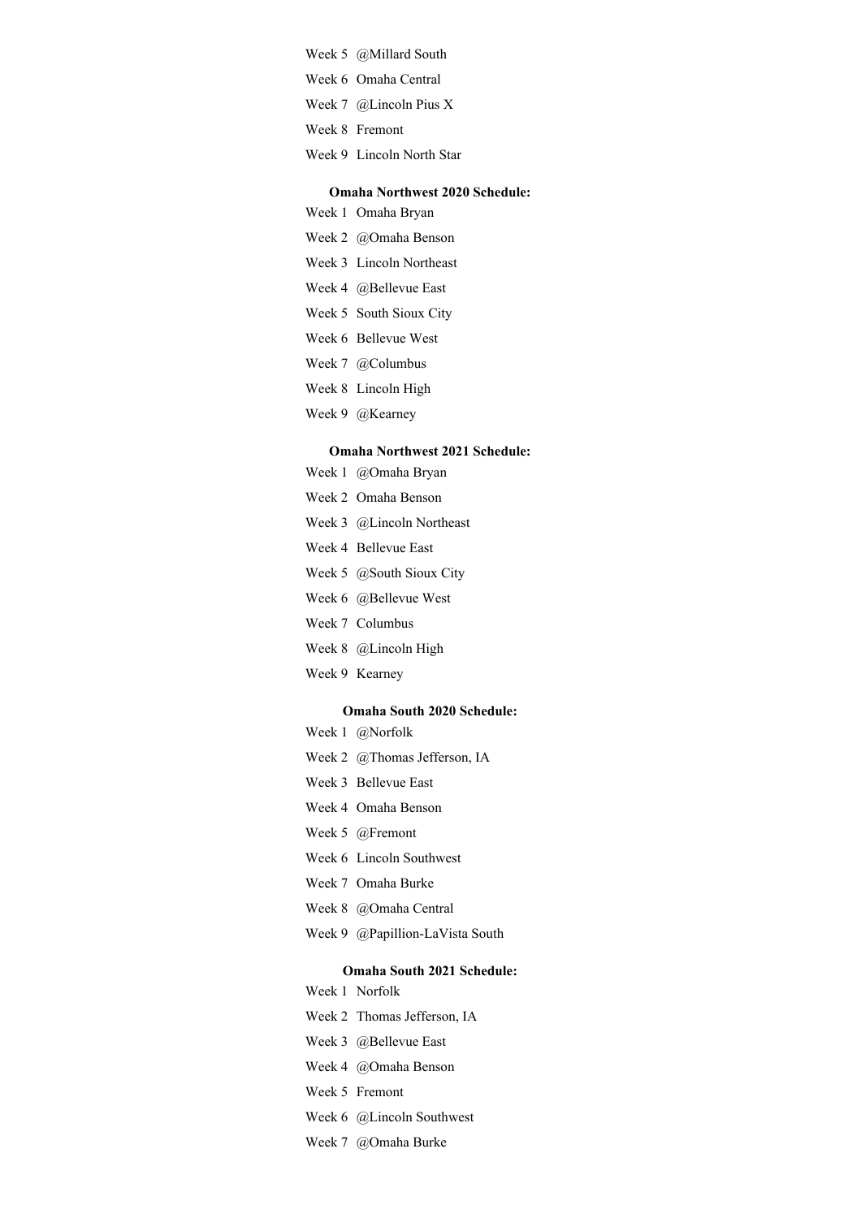Week 5 @Millard South

Week 6 Omaha Central

Week 7 @Lincoln Pius X

Week 8 Fremont

Week 9 Lincoln North Star

**Omaha Northwest 2020 Schedule:**

Week 1 Omaha Bryan

Week 2 @Omaha Benson

Week 3 Lincoln Northeast

Week 4 @Bellevue East

Week 5 South Sioux City

Week 6 Bellevue West

Week 7 @Columbus

Week 8 Lincoln High

Week 9 @Kearney

**Omaha Northwest 2021 Schedule:**

Week 1 @Omaha Bryan

Week 2 Omaha Benson

Week 3 @Lincoln Northeast

Week 4 Bellevue East

Week 5 @South Sioux City

Week 6 @Bellevue West

Week 7 Columbus

Week 8 @Lincoln High

Week 9 Kearney

**Omaha South 2020 Schedule:**

Week 1 @Norfolk

Week 2 @Thomas Jefferson, IA

Week 3 Bellevue East

Week 4 Omaha Benson

Week 5 @Fremont

Week 6 Lincoln Southwest

Week 7 Omaha Burke

Week 8 @Omaha Central

Week 9 @Papillion-LaVista South

**Omaha South 2021 Schedule:**

Week 1 Norfolk

Week 2 Thomas Jefferson, IA

Week 3 @Bellevue East

Week 4 @Omaha Benson

Week 5 Fremont

Week 6 @Lincoln Southwest

Week 7 @Omaha Burke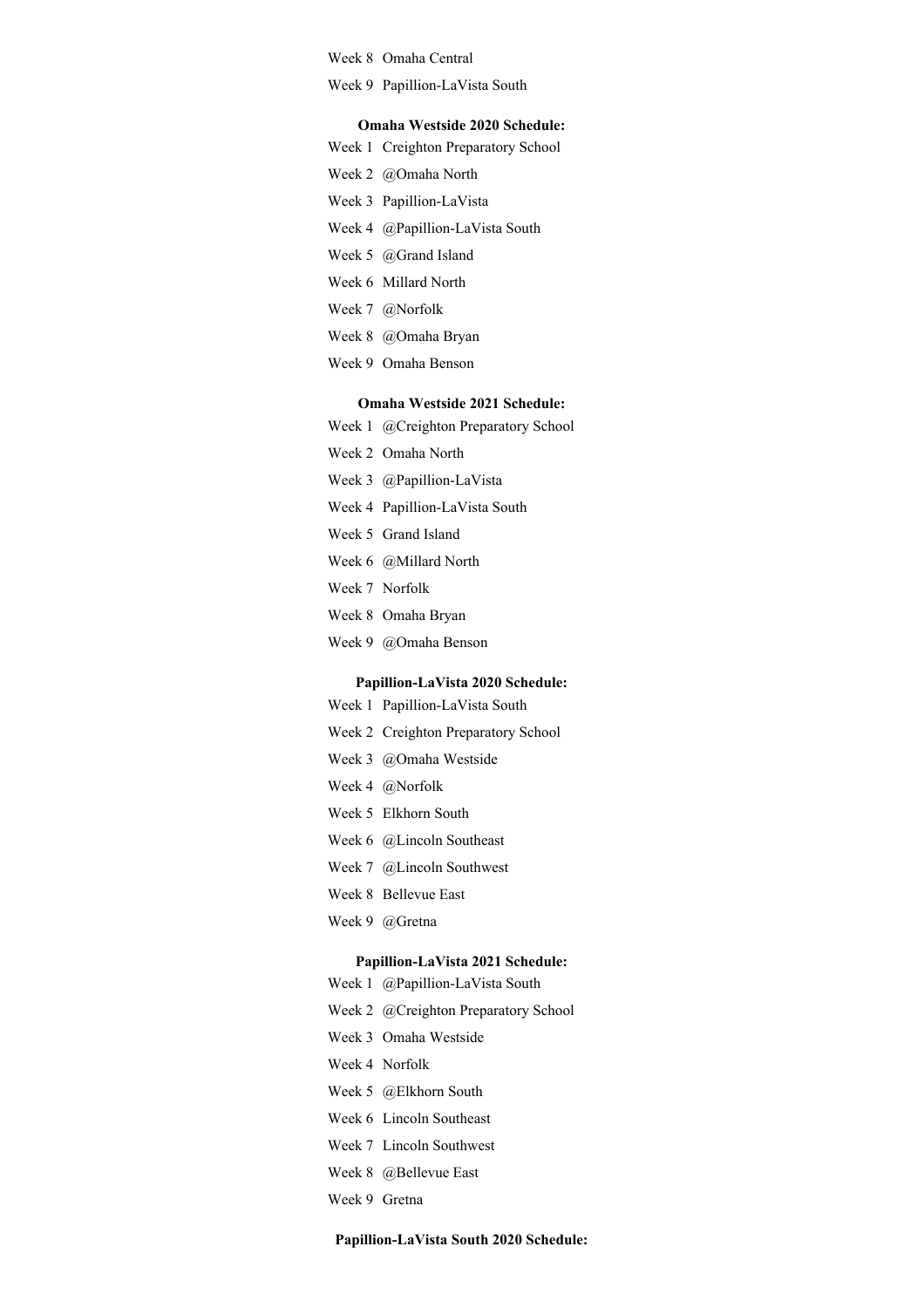Week 8 Omaha Central

Week 9 Papillion-LaVista South

**Omaha Westside 2020 Schedule:**

Week 1 Creighton Preparatory School

Week 2 @Omaha North

Week 3 Papillion-LaVista

Week 4 @Papillion-LaVista South

Week 5 @Grand Island

Week 6 Millard North

Week 7 @Norfolk

Week 8 @Omaha Bryan

Week 9 Omaha Benson

**Omaha Westside 2021 Schedule:**

Week 1 @Creighton Preparatory School

Week 2 Omaha North

Week 3 @Papillion-LaVista

Week 4 Papillion-LaVista South

Week 5 Grand Island

Week 6 @Millard North

Week 7 Norfolk

Week 8 Omaha Bryan

Week 9 @Omaha Benson

**Papillion-LaVista 2020 Schedule:**

Week 1 Papillion-LaVista South

Week 2 Creighton Preparatory School

Week 3 @Omaha Westside

Week 4 @Norfolk

Week 5 Elkhorn South

Week 6 @Lincoln Southeast

Week 7 @Lincoln Southwest

Week 8 Bellevue East

Week 9 @Gretna

**Papillion-LaVista 2021 Schedule:**

Week 1 @Papillion-LaVista South

Week 2 @Creighton Preparatory School

Week 3 Omaha Westside

Week 4 Norfolk

Week 5 @Elkhorn South

Week 6 Lincoln Southeast

Week 7 Lincoln Southwest

Week 8 @Bellevue East

Week 9 Gretna

**Papillion-LaVista South 2020 Schedule:**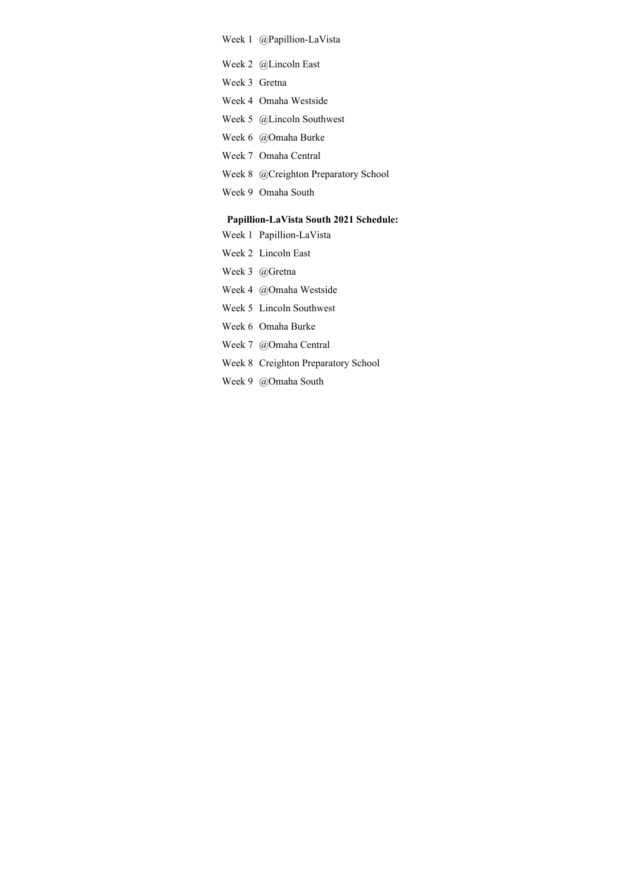Week 1 @Papillion-LaVista

Week 2 @Lincoln East

Week 3 Gretna

Week 4 Omaha Westside

Week 5 @Lincoln Southwest

Week 6 @Omaha Burke

Week 7 Omaha Central

Week 8 @Creighton Preparatory School

Week 9 Omaha South

**Papillion-LaVista South 2021 Schedule:**

Week 1 Papillion-LaVista

Week 2 Lincoln East

Week 3 @Gretna

Week 4 @Omaha Westside

Week 5 Lincoln Southwest

Week 6 Omaha Burke

Week 7 @Omaha Central

Week 8 Creighton Preparatory School

Week 9 @Omaha South